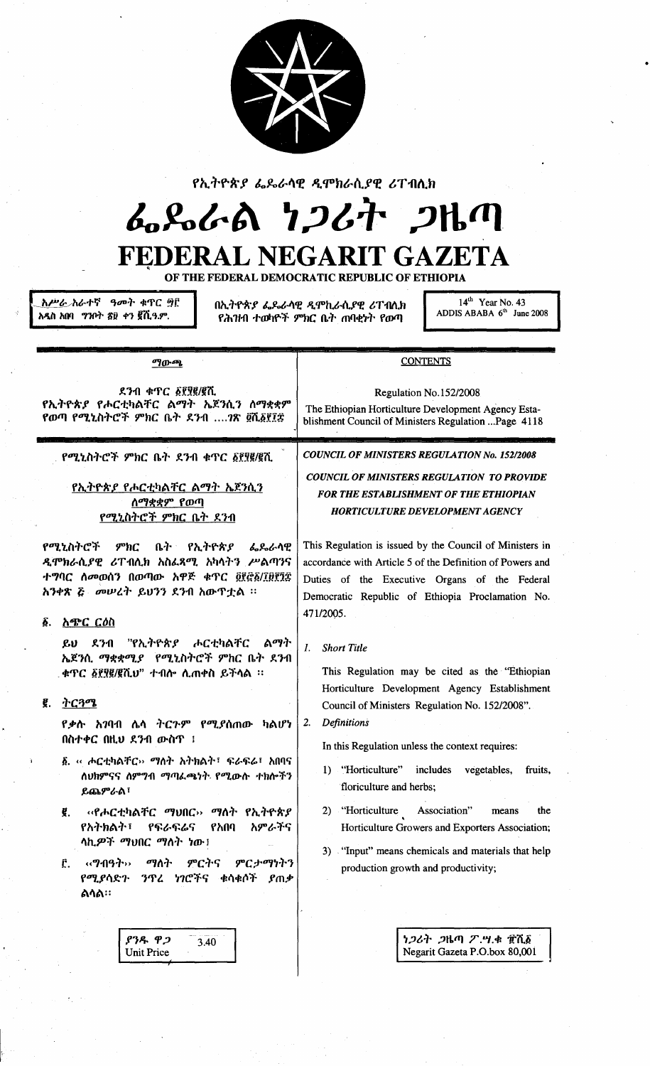የኢትዮጵያ ፌዴራላዊ ዲሞክራሲያዊ ሪፐብሊክ

# ፌዴራል ነጋሪት ጋዜጣ

# FEDERAL NEGARIT GAZETA

OF THE FEDERAL DEMOCRATIC REPUBLIC OF ETHIOPIA

አሥራ አራተኛ ዓመት ቁጥር ፵፫
አዲስ አበባ ግንቦት ፳፱ ቀን ፪ሺ፩ ዓ.ም.

በኢትዮጵያ ፌዴራላዊ ዲሞክራሲያዊ ሪፐብሊክ
የሕዝብ ተወካዮች ምክር ቤት ጠባቂነት የወጣ

14th Year No. 43
ADDIS ABABA 6th June 2008

## ማውጫ

ደንብ ቁጥር ፩፻፶፪/፪ሺ
የኢትዮጵያ የሖርቲካልቸር ልማት ኤጀንሲን ለማቋቋም የወጣ የሚኒስትሮች ምክር ቤት ደንብ ....ገጽ ፬ሺ፩፻፲፰

## CONTENTS

Regulation No.152/2008

The Ethiopian Horticulture Development Agency Establishment Council of Ministers Regulation ...Page 4118

### የሚኒስትሮች ምክር ቤት ደንብ ቁጥር ፩፻፶፪/፪ሺ

### የኢትዮጵያ የሖርቲካልቸር ልማት ኤጀንሲን ለማቋቋም የወጣ የሚኒስትሮች ምክር ቤት ደንብ

የሚኒስትሮች ምክር ቤት የኢትዮጵያ ፌዴራላዊ ዲሞክራሲያዊ ሪፐብሊክ አስፈጻሚ አካላትን ሥልጣንና ተግባር ለመወሰን በወጣው አዋጅ ቁጥር ፬፻፸፩/፲፱፻፺፰ አንቀጽ ፭ መሠረት ይህንን ደንብ አውጥቷል ።

**፩. አጭር ርዕስ**

ይህ ደንብ "የኢትዮጵያ ሖርቲካልቸር ልማት ኤጀንሲ ማቋቋሚያ የሚኒስትሮች ምክር ቤት ደንብ ቁጥር ፩፻፶፪/፪ሺ.ህ" ተብሎ ሊጠቀስ ይችላል ።

**፪. ትርጓሜ**

የቃሉ አገባብ ሌላ ትርጉም የሚያሰጠው ካልሆነ በስተቀር በዚህ ደንብ ውስጥ ፤

፩. « ሖርቲካልቸር» ማለት አትክልት፣ ፍራፍሬ፣ አበባና ለህክምናና ለምግብ ማጣፈጫነት የሚውሉ ተክሎችን ይጨምራል፣

፪. «የሖርቲካልቸር ማህበር» ማለት የኢትዮጵያ የአትክልት፣ የፍራፍሬና የአበባ አምራችና ላኪዎች ማህበር ማለት ነው፤

፫. «ግብዓት» ማለት ምርትና ምርታማነትን የሚያሳድጉ ንጥረ ነገሮችና ቁሳቁሶች ያጠቃልላል።

### COUNCIL OF MINISTERS REGULATION No. 152/2008

### COUNCIL OF MINISTERS REGULATION TO PROVIDE FOR THE ESTABLISHMENT OF THE ETHIOPIAN HORTICULTURE DEVELOPMENT AGENCY

This Regulation is issued by the Council of Ministers in accordance with Article 5 of the Definition of Powers and Duties of the Executive Organs of the Federal Democratic Republic of Ethiopia Proclamation No. 471/2005.

1. *Short Title*

   This Regulation may be cited as the "Ethiopian Horticulture Development Agency Establishment Council of Ministers Regulation No. 152/2008".

2. *Definitions*

   In this Regulation unless the context requires:

   1) "Horticulture" includes vegetables, fruits, floriculture and herbs;

   2) "Horticulture Association" means the Horticulture Growers and Exporters Association;

   3) "Input" means chemicals and materials that help production growth and productivity;

ያንዱ ዋጋ 3.40
Unit Price

ነጋሪት ጋዜጣ ፖ.ሣ.ቁ ፹ሺ፩
Negarit Gazeta P.O.box 80,001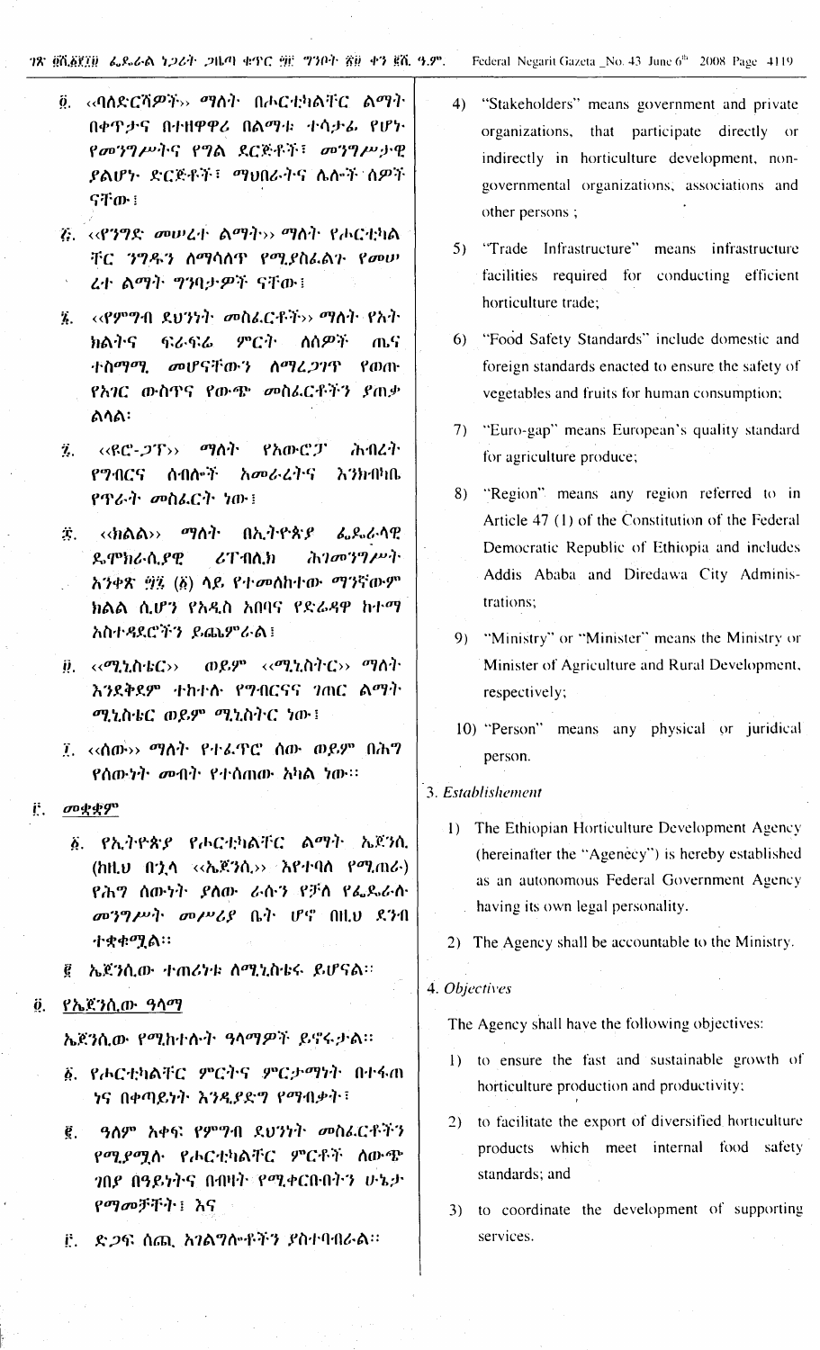፬. «ባለድርሻዎች» ማለት በሖርቲካልቸር ልማት በቀጥታና በተዘዋዋሪ በልማቱ ተሳታፊ የሆኑ የመንግሥትና የግል ድርጅቶች፣ መንግሥታዊ ያልሆኑ ድርጅቶች፣ ማህበራትና ሌሎች ሰዎች ናቸው፤

፭. «የንግድ መሠረተ ልማት» ማለት የሖርቲካልቸር ንግዱን ለማሳለጥ የሚያስፈልጉ የመሠረተ ልማት ግንባታዎች ናቸው፤

፮. «የምግብ ደህንነት መስፈርቶች» ማለት የአትክልትና ፍራፍሬ ምርት ለሰዎች ጤና ተስማሚ መሆናቸውን ለማረጋገጥ የወጡ የአገር ውስጥና የውጭ መስፈርቶችን ያጠቃልላል፡

፯. «ዩሮ-ጋፕ» ማለት የአውሮፓ ሕብረት የግብርና ሰብሎች አመራረትና እንክብካቤ የጥራት መስፈርት ነው፤

፰. «ክልል» ማለት በኢትዮጵያ ፌዴራላዊ ዴሞክራሲያዊ ሪፐብሊክ ሕገመንግሥት አንቀጽ ፵፯ (፩) ላይ የተመለከተው ማንኛውም ክልል ሲሆን የአዲስ አበባና የድሬዳዋ ከተማ አስተዳደሮችን ይጨምራል፤

፱. «ሚኒስቴር» ወይም «ሚኒስትር» ማለት እንደቅደም ተከተሉ የግብርናና ገጠር ልማት ሚኒስቴር ወይም ሚኒስትር ነው፤

፲. «ሰው» ማለት የተፈጥሮ ሰው ወይም በሕግ የሰውነት መብት የተሰጠው አካል ነው።

## ፫. መቋቋም

፩. የኢትዮጵያ የሖርቲካልቸር ልማት ኤጀንሲ (ከዚህ በኋላ «ኤጀንሲ» እየተባለ የሚጠራ) የሕግ ሰውነት ያለው ራሱን የቻለ የፌዴራል መንግሥት መሥሪያ ቤት ሆኖ በዚህ ደንብ ተቋቁሟል።

፪ ኤጀንሲው ተጠሪነቱ ለሚኒስቴሩ ይሆናል።

## ፬. የኤጀንሲው ዓላማ

ኤጀንሲው የሚከተሉት ዓላማዎች ይኖሩታል።

፩. የሖርቲካልቸር ምርትና ምርታማነት በተፋጠነና በቀጣይነት እንዲያድግ የማብቃት፣

፪. ዓለም አቀፍ የምግብ ደህንነት መስፈርቶችን የሚያሟሉ የሖርቲካልቸር ምርቶች ለውጭ ገበያ በዓይነትና በብዛት የሚቀርቡበትን ሁኔታ የማመቻቸት፤ እና

፫. ድጋፍ ሰጪ አገልግሎቶችን ያስተባብራል።

4) "Stakeholders" means government and private organizations, that participate directly or indirectly in horticulture development, non-governmental organizations, associations and other persons ;

5) "Trade Infrastructure" means infrastructure facilities required for conducting efficient horticulture trade;

6) "Food Safety Standards" include domestic and foreign standards enacted to ensure the safety of vegetables and fruits for human consumption;

7) "Euro-gap" means European's quality standard for agriculture produce;

8) "Region" means any region referred to in Article 47 (1) of the Constitution of the Federal Democratic Republic of Ethiopia and includes Addis Ababa and Diredawa City Administrations;

9) "Ministry" or "Minister" means the Ministry or Minister of Agriculture and Rural Development, respectively;

10) "Person" means any physical or juridical person.

## 3. *Establishement*

1) The Ethiopian Horticulture Development Agency (hereinafter the "Agenecy") is hereby established as an autonomous Federal Government Agency having its own legal personality.

2) The Agency shall be accountable to the Ministry.

## 4. *Objectives*

The Agency shall have the following objectives:

1) to ensure the fast and sustainable growth of horticulture production and productivity;

2) to facilitate the export of diversified horticulture products which meet internal food safety standards; and

3) to coordinate the development of supporting services.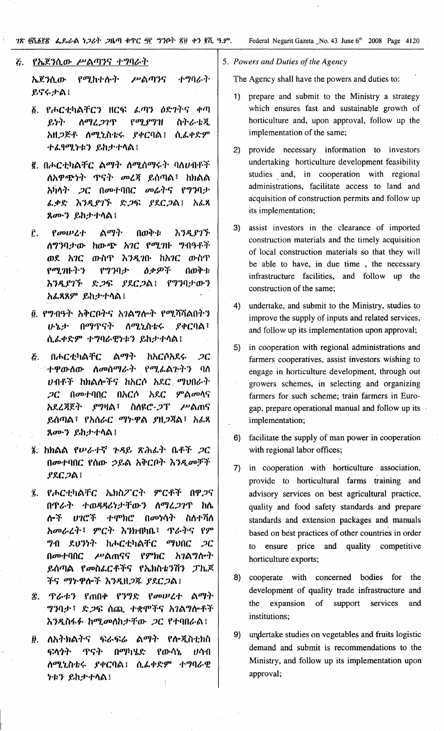፭. የኤጀንሲው ሥልጣንና ተግባራት

ኤጀንሲው የሚከተሉት ሥልጣንና ተግባራት ይኖሩታል፤

፩. የሖርቲካልቸርን ዘርፍ ፈጣን ዕድገትና ቀጣይነት ለማረጋገጥ የሚያግዝ ስትራቴጂ አዘጋጅቶ ለሚኒስቴሩ ያቀርባል፤ ሲፈቀድም ተፈፃሚነቱን ይከታተላል፤

፪. በሖርቲካልቸር ልማት ለሚሰማሩት ባለሀብቶች ለአዋጭነት ጥናት መረጃ ይሰጣል፣ ከክልል አካላት ጋር በመተባበር መሬትና የግንባታ ፈቃድ እንዲያገኙ ድጋፍ ያደርጋል፤ አፈጻጸሙን ይከታተላል፤

፫. የመሠረተ ልማት በወቅቱ እንዲያገኙ ለግንባታው ከውጭ አገር የሚገዙ ግብዓቶች ወደ አገር ውስጥ እንዲገቡ ከአገር ውስጥ የሚገዙትን የግንባታ ዕቃዎች በወቅቱ እንዲያገኙ ድጋፍ ያደርጋል፤ የግንባታውን አፈጻጸም ይከታተላል፤

፬. የግብዓት አቅርቦትና አገልግሎት የሚሻሻልበትን ሁኔታ በማጥናት ለሚኒስቴሩ ያቀርባል፣ ሲፈቀድም ተግባራዊነቱን ይከታተላል፤

፭. በሖርቲካልቸር ልማት ከአርሶአደሩ ጋር ተዋውለው ለመሰማራት የሚፈልጉትን ባለ ሀብቶች ከክልሎችና ከአርሶ አደር ማህበራት ጋር በመተባበር በአርሶ አደር ምልመላና አደረጃጀት ያግዛል፣ ስለዩሮ-ጋፕ ሥልጠና ይሰጣል፣ የአሰራር ማኑዋል ያዘጋጃል፣ አፈጻጸሙን ይከታተላል፤

፮. ከክልል የሥራተኛ ጉዳይ ጽሕፈት ቤቶች ጋር በመተባበር የሰው ኃይል አቅርቦት እንዲመቻች ያደርጋል፤

፯. የሖርቲካልቸር ኤክስፖርት ምርቶች በዋጋና በጥራት ተወዳዳሪነታቸውን ለማረጋገጥ ከሌሎች ሀገሮች ተሞክሮ በመነሳት ስለተሻለ አመራረት፣ ምርት እንክብካቤ፣ ጥራትና የምግብ ደህንነት ከሖርቲካልቸር ማህበር ጋር በመተባበር ሥልጠናና የምክር አገልግሎት ይሰጣል የመስፈርቶችና የኤክስቴንሽን ፓኬጆችና ማኑዋሎች እንዲዘጋጁ ያደርጋል፤

፰. ጥራቱን የጠበቀ የንግድ የመሠረተ ልማት ግንባታ፣ ድጋፍ ሰጪ ተቋሞችና አገልግሎቶች እንዲስፋፉ ከሚመለከታቸው ጋር የተባበራል፤

፱. ለአትክልትና ፍራፍሬ ልማት የሎጂስቲክስ ፍላጎት ጥናት በማካሄድ የውሳኔ ሀሳብ ለሚኒስቴሩ ያቀርባል፤ ሲፈቀድም ተግባራዊነቱን ይከታተላል፤

5. *Powers and Duties of the Agency*

The Agency shall have the powers and duties to:

1) prepare and submit to the Ministry a strategy which ensures fast and sustainable growth of horticulture and, upon approval, follow up the implementation of the same;

2) provide necessary information to investors undertaking horticulture development feasibility studies and, in cooperation with regional administrations, facilitate access to land and acquisition of construction permits and follow up its implementation;

3) assist investors in the clearance of imported construction materials and the timely acquisition of local construction materials so that they will be able to have, in due time, the necessary infrastructure facilities, and follow up the construction of the same;

4) undertake, and submit to the Ministry, studies to improve the supply of inputs and related services, and follow up its implementation upon approval;

5) in cooperation with regional administrations and farmers cooperatives, assist investors wishing to engage in horticulture development, through out growers schemes, in selecting and organizing farmers for such scheme; train farmers in Euro-gap, prepare operational manual and follow up its implementation;

6) facilitate the supply of man power in cooperation with regional labor offices;

7) in cooperation with horticulture association, provide to horticultural farms training and advisory services on best agricultural practice, quality and food safety standards and prepare standards and extension packages and manuals based on best practices of other countries in order to ensure price and quality competitive horticulture exports;

8) cooperate with concerned bodies for the development of quality trade infrastructure and the expansion of support services and institutions;

9) undertake studies on vegetables and fruits logistic demand and submit is recommendations to the Ministry, and follow up its implementation upon approval;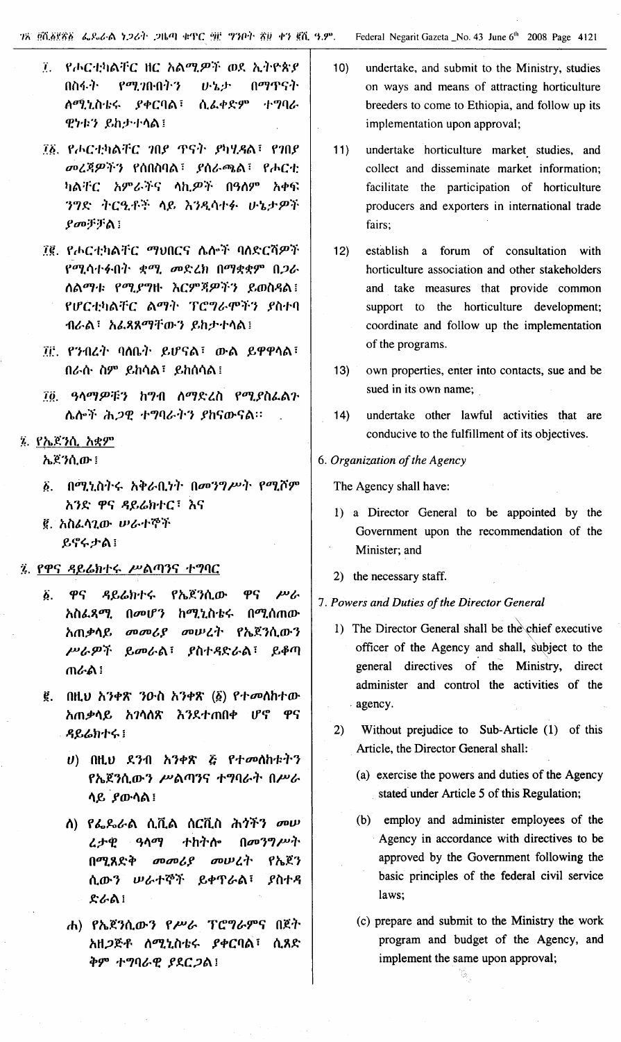፲. የሖርቲካልቸር ዘር አልሚዎች ወደ ኢትዮጵያ በስፋት የሚገቡበትን ሁኔታ በማጥናት ለሚኒስቴሩ ያቀርባል፤ ሲፈቀድም ተግባራዊነቱን ይከታተላል፤

፲፩. የሖርቲካልቸር ገበያ ጥናት ያካሂዳል፤ የገበያ መረጃዎችን የሰበስባል፤ ያሰራጫል፤ የሖርቲካልቸር አምራችና ላኪዎች በዓለም አቀፍ ንግድ ትርዒቶች ላይ እንዲሳተፉ ሁኔታዎች ያመቻቻል፤

፲፪. የሖርቲካልቸር ማህበርና ሌሎች ባለድርሻዎች የሚሳተፉበት ቋሚ መድረክ በማቋቋም በጋራ ለልማቱ የሚያግዙ እርምጃዎችን ይወስዳል፤ የሆርቲካልቸር ልማት ፕሮግራሞችን ያስተባብራል፤ አፈጻጸማቸውን ይከታተላል፤

፲፫. የንብረት ባለቤት ይሆናል፤ ውል ይዋዋላል፤ በራሱ ስም ይከሳል፤ ይከሰሳል፤

፲፬. ዓላማዎቹን ከግብ ለማድረስ የሚያስፈልጉ ሌሎች ሕጋዊ ተግባራትን ያከናውናል።

፮. የኤጀንሲው አቋም

ኤጀንሲው፤

፩. በሚኒስትሩ አቅራቢነት በመንግሥት የሚሾም አንድ ዋና ዳይሬክተር፤ እና

፪. አስፈላጊው ሠራተኞች

ይኖሩታል፤

፯. የዋና ዳይሬክተሩ ሥልጣንና ተግባር

፩. ዋና ዳይሬክተሩ የኤጀንሲው ዋና ሥራ አስፈጻሚ በመሆን ከሚኒስቴሩ በሚሰጠው አጠቃላይ መመሪያ መሠረት የኤጀንሲውን ሥራዎች ይመራል፤ ያስተዳድራል፤ ይቆጣጠራል፤

፪. በዚህ አንቀጽ ንዑስ አንቀጽ (፩) የተመለከተው አጠቃላይ አነጋገር እንደተጠበቀ ሆኖ ዋና ዳይሬክተሩ፤

ሀ) በዚህ ደንብ አንቀጽ ፭ የተመለከቱትን የኤጀንሲውን ሥልጣንና ተግባራት በሥራ ላይ ያውላል፤

ለ) የፌዴራል ሲቪል ሰርቪስ ሕጎችን መሠረታዊ ዓላማ ተከትሎ በመንግሥት በሚጸድቅ መመሪያ መሠረት የኤጀንሲውን ሠራተኞች ይቀጥራል፤ ያስተዳድራል፤

ሐ) የኤጀንሲውን የሥራ ፕሮግራምና በጀት አዘጋጅቶ ለሚኒስቴሩ ያቀርባል፤ ሲጸድቅም ተግባራዊ ያደርጋል፤

10) undertake, and submit to the Ministry, studies on ways and means of attracting horticulture breeders to come to Ethiopia, and follow up its implementation upon approval;

11) undertake horticulture market studies, and collect and disseminate market information; facilitate the participation of horticulture producers and exporters in international trade fairs;

12) establish a forum of consultation with horticulture association and other stakeholders and take measures that provide common support to the horticulture development; coordinate and follow up the implementation of the programs.

13) own properties, enter into contacts, sue and be sued in its own name;

14) undertake other lawful activities that are conducive to the fulfillment of its objectives.

6. *Organization of the Agency*

The Agency shall have:

1) a Director General to be appointed by the Government upon the recommendation of the Minister; and

2) the necessary staff.

7. *Powers and Duties of the Director General*

1) The Director General shall be the chief executive officer of the Agency and shall, subject to the general directives of the Ministry, direct administer and control the activities of the agency.

2) Without prejudice to Sub-Article (1) of this Article, the Director General shall:

(a) exercise the powers and duties of the Agency stated under Article 5 of this Regulation;

(b) employ and administer employees of the Agency in accordance with directives to be approved by the Government following the basic principles of the federal civil service laws;

(c) prepare and submit to the Ministry the work program and budget of the Agency, and implement the same upon approval;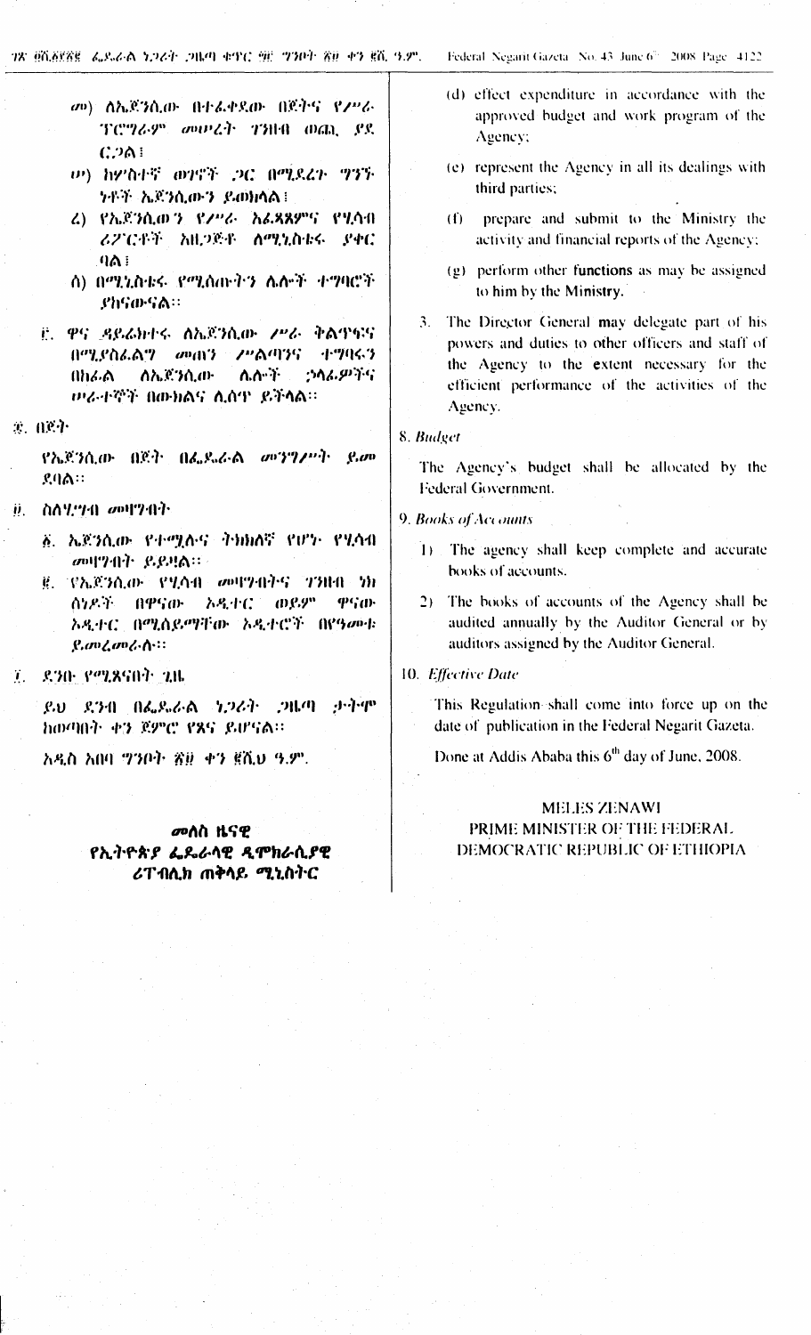መ) ለኤጀንሲው በተፈቀደው በጀትና የሥራ ፕሮግራም መሠረት ገንዘብ ወጪ ያደርጋል፤

ሠ) ከሦስተኛ ወገኖች ጋር በሚደረጉ ግንኙነቶች ኤጀንሲውን ይወክላል፤

ረ) የኤጀንሲውን የሥራ አፈጻጸምና የሂሳብ ሪፖርቶች አዘጋጅቶ ለሚኒስቴሩ ያቀርባል፤

ሰ) በሚኒስቴሩ የሚሰጡትን ሌሎች ተግባሮች ያከናውናል።

፫. ዋና ዳይሬክተሩ ለኤጀንሲው ሥራ ቅልጥፍና በሚያስፈልግ መጠን ሥልጣንና ተግባሩን በከፊል ለኤጀንሲው ሌሎች ኃላፊዎችና ሠራተኞች በውክልና ሊሰጥ ይችላል።

፰. በጀት

የኤጀንሲው በጀት በፌዴራል መንግሥት ይመደባል።

፱. ስለሂሣብ መዛግብት

፩. ኤጀንሲው የተሟሉና ትክክለኛ የሆኑ የሂሳብ መዛግብት ይይዛል።

፪. የኤጀንሲው የሂሳብ መዛግብትና ገንዘብ ነክ ሰነዶች በዋናው ኦዲተር ወይም ዋናው ኦዲተር በሚሰይማቸው ኦዲተሮች በየዓመቱ ይመረመራሉ።

፲. ደንቡ የሚጸናበት ጊዜ

ይህ ደንብ በፌዴራል ነጋሪት ጋዜጣ ታትሞ ከወጣበት ቀን ጀምሮ የጸና ይሆናል።

አዲስ አበባ ግንቦት ፳፱ ቀን ፪ሺ ዓ.ም.

**መለስ ዜናዊ**
**የኢትዮጵያ ፌዴራላዊ ዲሞክራሲያዊ ሪፐብሊክ ጠቅላይ ሚኒስትር**

(d) effect expenditure in accordance with the approved budget and work program of the Agency;

(e) represent the Agency in all its dealings with third parties;

(f) prepare and submit to the Ministry the activity and financial reports of the Agency;

(g) perform other functions as may be assigned to him by the Ministry.

3. The Director General may delegate part of his powers and duties to other officers and staff of the Agency to the extent necessary for the efficient performance of the activities of the Agency.

*8. Budget*

The Agency's budget shall be allocated by the Federal Government.

*9. Books of Accounts*

1) The agency shall keep complete and accurate books of accounts.

2) The books of accounts of the Agency shall be audited annually by the Auditor General or by auditors assigned by the Auditor General.

*10. Effective Date*

This Regulation shall come into force up on the date of publication in the Federal Negarit Gazeta.

Done at Addis Ababa this 6th day of June, 2008.

**MELES ZENAWI**
**PRIME MINISTER OF THE FEDERAL DEMOCRATIC REPUBLIC OF ETHIOPIA**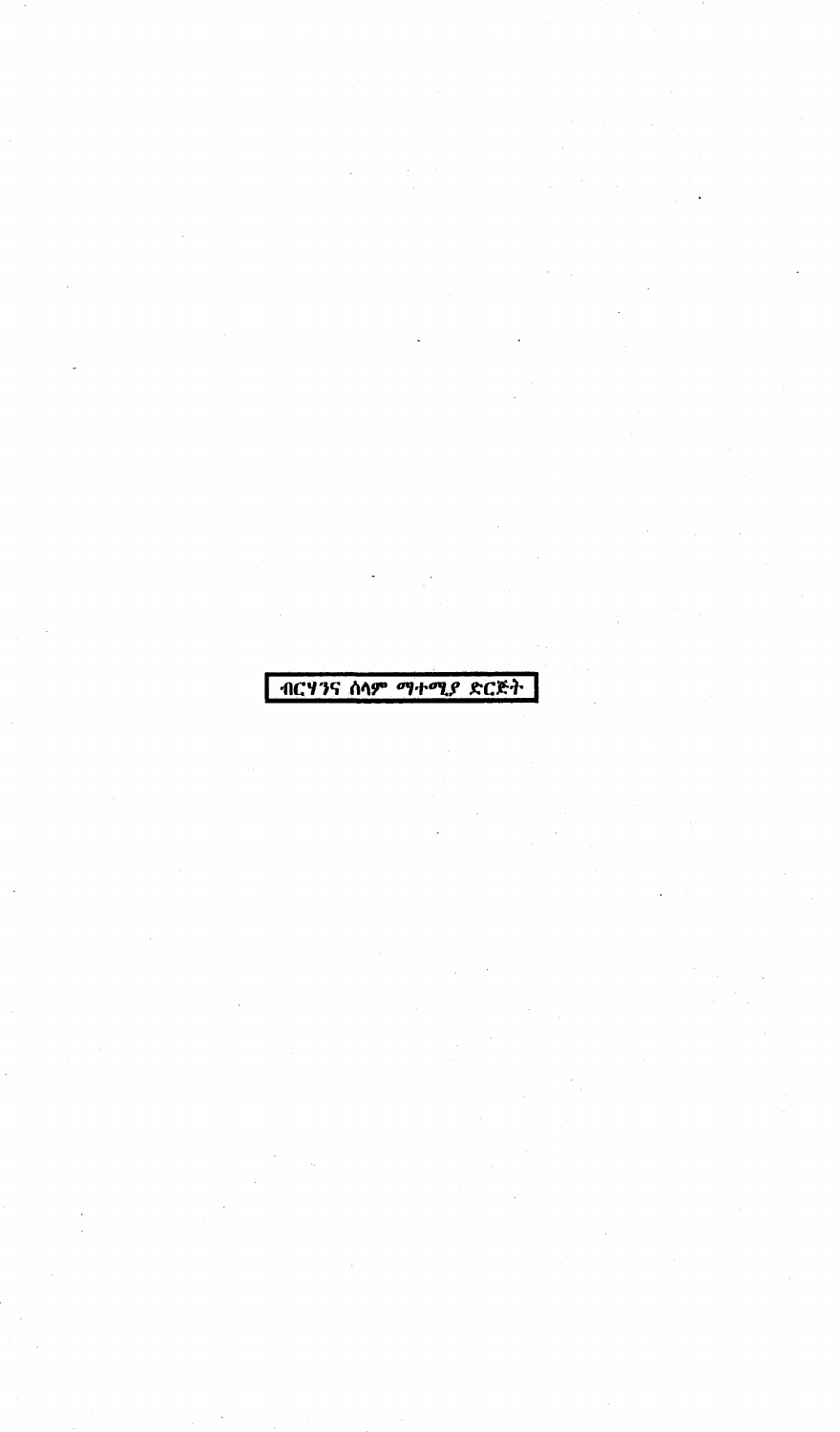ብርሃንና ሰላም ማተሚያ ድርጅት